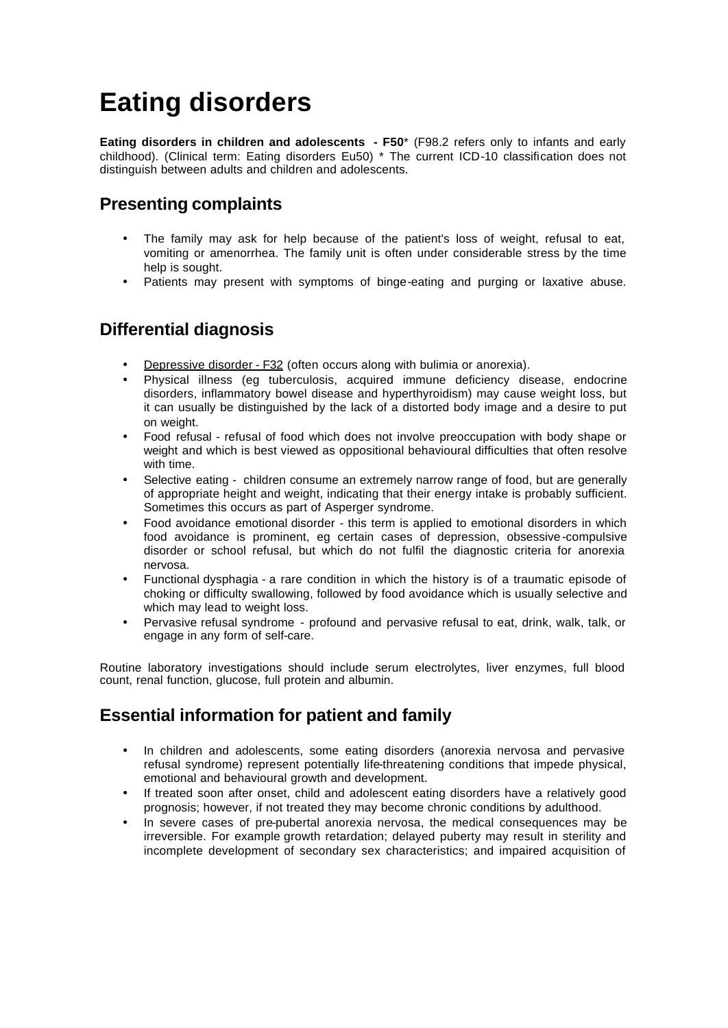# Eating disorders

**Eating disorders in children and adolescents - F50*** (F98.2 refers only to infants and early childhood). (Clinical term: Eating disorders Eu50) * The current ICD-10 classification does not distinguish between adults and children and adolescents.

## Presenting complaints

- The family may ask for help because of the patient's loss of weight, refusal to eat, vomiting or amenorrhea. The family unit is often under considerable stress by the time help is sought.
- Patients may present with symptoms of binge-eating and purging or laxative abuse.

## Differential diagnosis

- Depressive disorder - F32 (often occurs along with bulimia or anorexia).
- Physical illness (eg tuberculosis, acquired immune deficiency disease, endocrine disorders, inflammatory bowel disease and hyperthyroidism) may cause weight loss, but it can usually be distinguished by the lack of a distorted body image and a desire to put on weight.
- Food refusal - refusal of food which does not involve preoccupation with body shape or weight and which is best viewed as oppositional behavioural difficulties that often resolve with time.
- Selective eating - children consume an extremely narrow range of food, but are generally of appropriate height and weight, indicating that their energy intake is probably sufficient. Sometimes this occurs as part of Asperger syndrome.
- Food avoidance emotional disorder - this term is applied to emotional disorders in which food avoidance is prominent, eg certain cases of depression, obsessive-compulsive disorder or school refusal, but which do not fulfil the diagnostic criteria for anorexia nervosa.
- Functional dysphagia - a rare condition in which the history is of a traumatic episode of choking or difficulty swallowing, followed by food avoidance which is usually selective and which may lead to weight loss.
- Pervasive refusal syndrome - profound and pervasive refusal to eat, drink, walk, talk, or engage in any form of self-care.

Routine laboratory investigations should include serum electrolytes, liver enzymes, full blood count, renal function, glucose, full protein and albumin.

## Essential information for patient and family

- In children and adolescents, some eating disorders (anorexia nervosa and pervasive refusal syndrome) represent potentially life-threatening conditions that impede physical, emotional and behavioural growth and development.
- If treated soon after onset, child and adolescent eating disorders have a relatively good prognosis; however, if not treated they may become chronic conditions by adulthood.
- In severe cases of pre-pubertal anorexia nervosa, the medical consequences may be irreversible. For example growth retardation; delayed puberty may result in sterility and incomplete development of secondary sex characteristics; and impaired acquisition of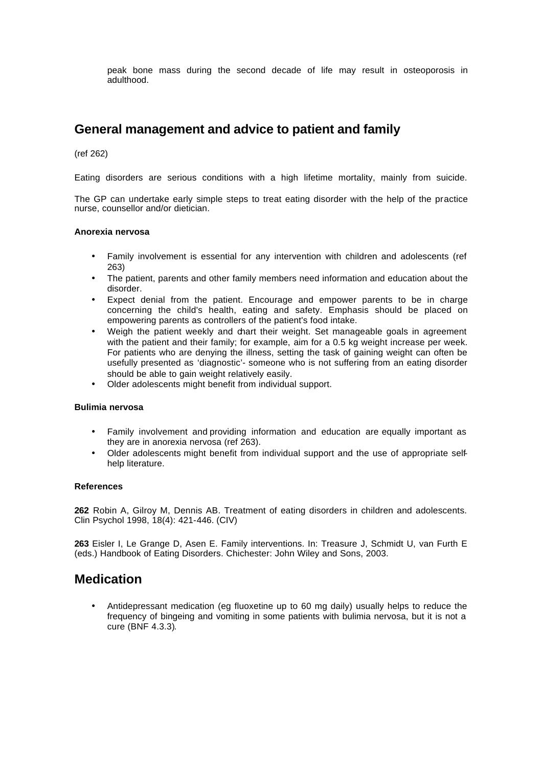peak bone mass during the second decade of life may result in osteoporosis in adulthood.

## General management and advice to patient and family

(ref 262)

Eating disorders are serious conditions with a high lifetime mortality, mainly from suicide.

The GP can undertake early simple steps to treat eating disorder with the help of the practice nurse, counsellor and/or dietician.

**Anorexia nervosa**

- Family involvement is essential for any intervention with children and adolescents (ref 263)
- The patient, parents and other family members need information and education about the disorder.
- Expect denial from the patient. Encourage and empower parents to be in charge concerning the child's health, eating and safety. Emphasis should be placed on empowering parents as controllers of the patient's food intake.
- Weigh the patient weekly and chart their weight. Set manageable goals in agreement with the patient and their family; for example, aim for a 0.5 kg weight increase per week. For patients who are denying the illness, setting the task of gaining weight can often be usefully presented as 'diagnostic'- someone who is not suffering from an eating disorder should be able to gain weight relatively easily.
- Older adolescents might benefit from individual support.

**Bulimia nervosa**

- Family involvement and providing information and education are equally important as they are in anorexia nervosa (ref 263).
- Older adolescents might benefit from individual support and the use of appropriate self-help literature.

**References**

**262** Robin A, Gilroy M, Dennis AB. Treatment of eating disorders in children and adolescents. Clin Psychol 1998, 18(4): 421-446. (CIV)

**263** Eisler I, Le Grange D, Asen E. Family interventions. In: Treasure J, Schmidt U, van Furth E (eds.) Handbook of Eating Disorders. Chichester: John Wiley and Sons, 2003.

## Medication

- Antidepressant medication (eg fluoxetine up to 60 mg daily) usually helps to reduce the frequency of bingeing and vomiting in some patients with bulimia nervosa, but it is not a cure (BNF 4.3.3).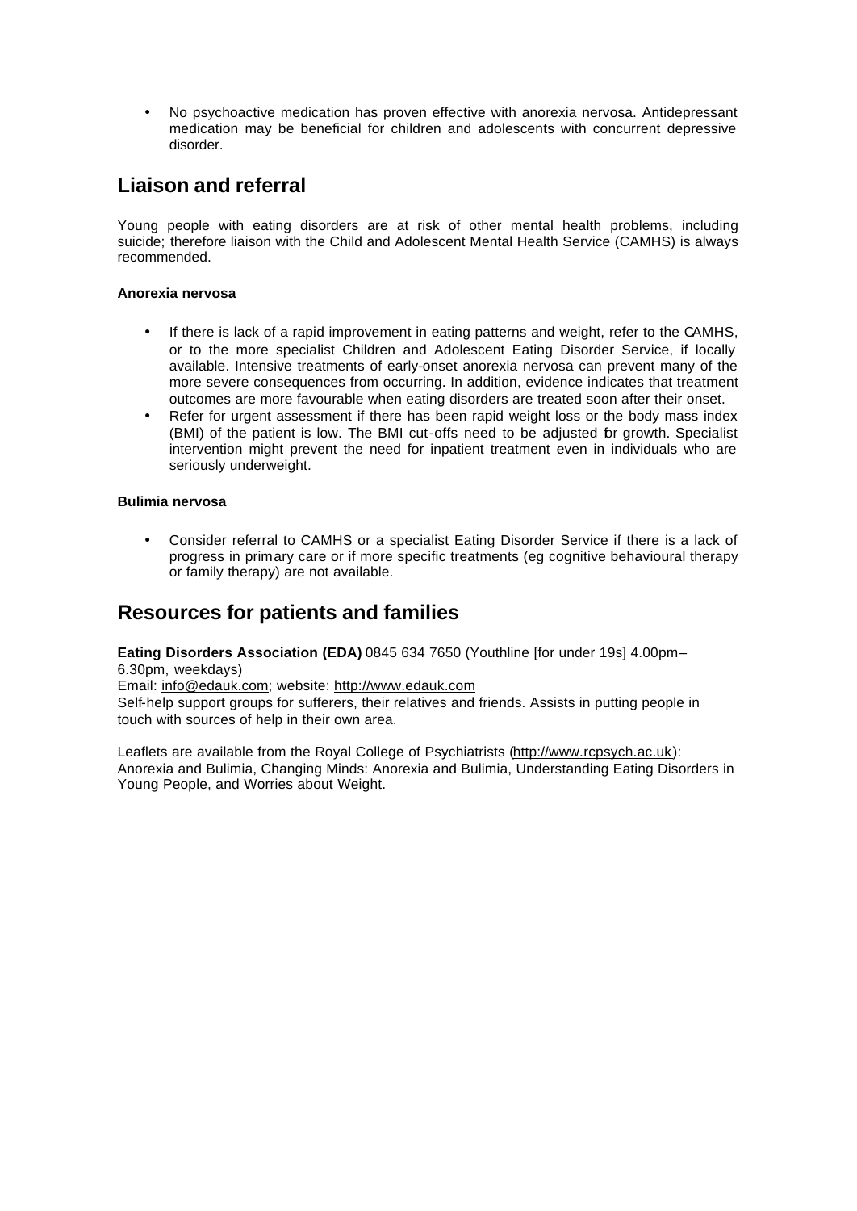- No psychoactive medication has proven effective with anorexia nervosa. Antidepressant medication may be beneficial for children and adolescents with concurrent depressive disorder.

## Liaison and referral

Young people with eating disorders are at risk of other mental health problems, including suicide; therefore liaison with the Child and Adolescent Mental Health Service (CAMHS) is always recommended.

**Anorexia nervosa**

- If there is lack of a rapid improvement in eating patterns and weight, refer to the CAMHS, or to the more specialist Children and Adolescent Eating Disorder Service, if locally available. Intensive treatments of early-onset anorexia nervosa can prevent many of the more severe consequences from occurring. In addition, evidence indicates that treatment outcomes are more favourable when eating disorders are treated soon after their onset.
- Refer for urgent assessment if there has been rapid weight loss or the body mass index (BMI) of the patient is low. The BMI cut-offs need to be adjusted for growth. Specialist intervention might prevent the need for inpatient treatment even in individuals who are seriously underweight.

**Bulimia nervosa**

- Consider referral to CAMHS or a specialist Eating Disorder Service if there is a lack of progress in primary care or if more specific treatments (eg cognitive behavioural therapy or family therapy) are not available.

## Resources for patients and families

**Eating Disorders Association (EDA)** 0845 634 7650 (Youthline [for under 19s] 4.00pm–6.30pm, weekdays)
Email: info@edauk.com; website: http://www.edauk.com
Self-help support groups for sufferers, their relatives and friends. Assists in putting people in touch with sources of help in their own area.

Leaflets are available from the Royal College of Psychiatrists (http://www.rcpsych.ac.uk): Anorexia and Bulimia, Changing Minds: Anorexia and Bulimia, Understanding Eating Disorders in Young People, and Worries about Weight.